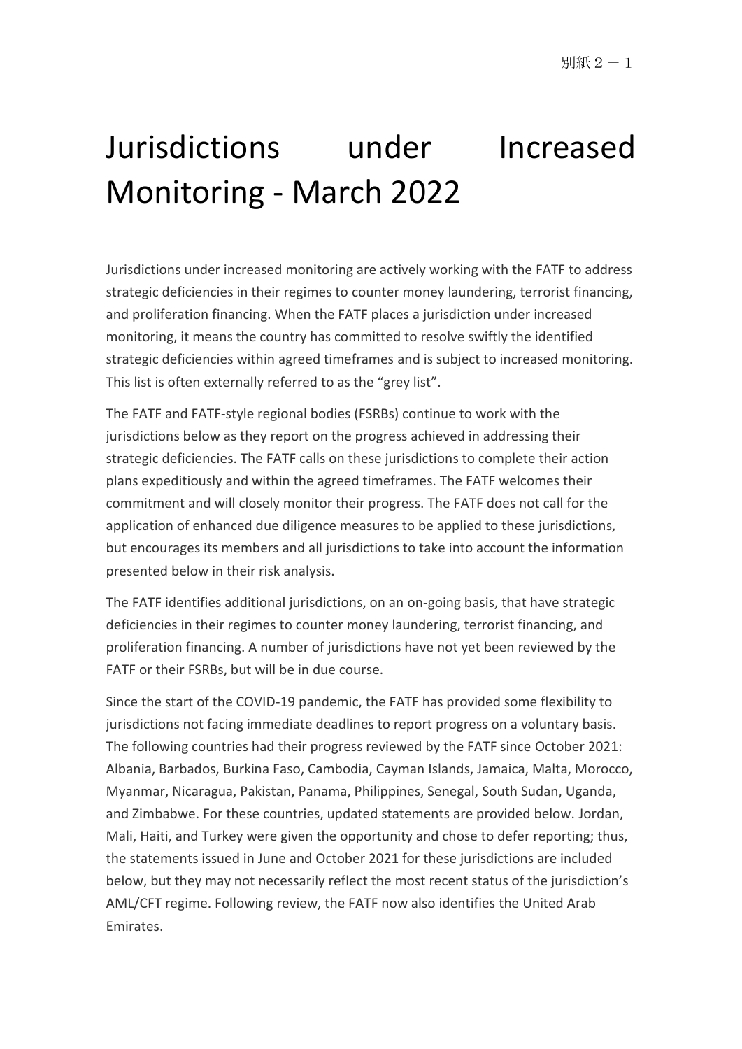別紙２－１

# Jurisdictions under Increased Monitoring - March 2022

Jurisdictions under increased monitoring are actively working with the FATF to address strategic deficiencies in their regimes to counter money laundering, terrorist financing, and proliferation financing. When the FATF places a jurisdiction under increased monitoring, it means the country has committed to resolve swiftly the identified strategic deficiencies within agreed timeframes and is subject to increased monitoring. This list is often externally referred to as the “grey list”.

The FATF and FATF-style regional bodies (FSRBs) continue to work with the jurisdictions below as they report on the progress achieved in addressing their strategic deficiencies. The FATF calls on these jurisdictions to complete their action plans expeditiously and within the agreed timeframes. The FATF welcomes their commitment and will closely monitor their progress. The FATF does not call for the application of enhanced due diligence measures to be applied to these jurisdictions, but encourages its members and all jurisdictions to take into account the information presented below in their risk analysis.

The FATF identifies additional jurisdictions, on an on-going basis, that have strategic deficiencies in their regimes to counter money laundering, terrorist financing, and proliferation financing. A number of jurisdictions have not yet been reviewed by the FATF or their FSRBs, but will be in due course.

Since the start of the COVID-19 pandemic, the FATF has provided some flexibility to jurisdictions not facing immediate deadlines to report progress on a voluntary basis. The following countries had their progress reviewed by the FATF since October 2021: Albania, Barbados, Burkina Faso, Cambodia, Cayman Islands, Jamaica, Malta, Morocco, Myanmar, Nicaragua, Pakistan, Panama, Philippines, Senegal, South Sudan, Uganda, and Zimbabwe. For these countries, updated statements are provided below. Jordan, Mali, Haiti, and Turkey were given the opportunity and chose to defer reporting; thus, the statements issued in June and October 2021 for these jurisdictions are included below, but they may not necessarily reflect the most recent status of the jurisdiction’s AML/CFT regime. Following review, the FATF now also identifies the United Arab Emirates.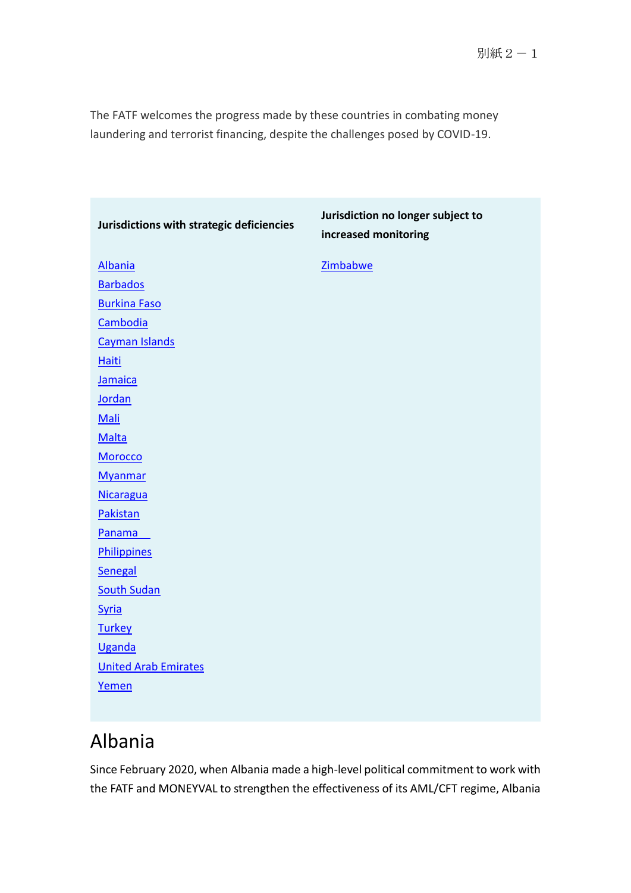The FATF welcomes the progress made by these countries in combating money laundering and terrorist financing, despite the challenges posed by COVID-19.

| Jurisdictions with strategic deficiencies | Jurisdiction no longer subject to increased monitoring |
|---|---|
| Albania | Zimbabwe |
| Barbados | |
| Burkina Faso | |
| Cambodia | |
| Cayman Islands | |
| Haiti | |
| Jamaica | |
| Jordan | |
| Mali | |
| Malta | |
| Morocco | |
| Myanmar | |
| Nicaragua | |
| Pakistan | |
| Panama | |
| Philippines | |
| Senegal | |
| South Sudan | |
| Syria | |
| Turkey | |
| Uganda | |
| United Arab Emirates | |
| Yemen | |

## Albania

Since February 2020, when Albania made a high-level political commitment to work with the FATF and MONEYVAL to strengthen the effectiveness of its AML/CFT regime, Albania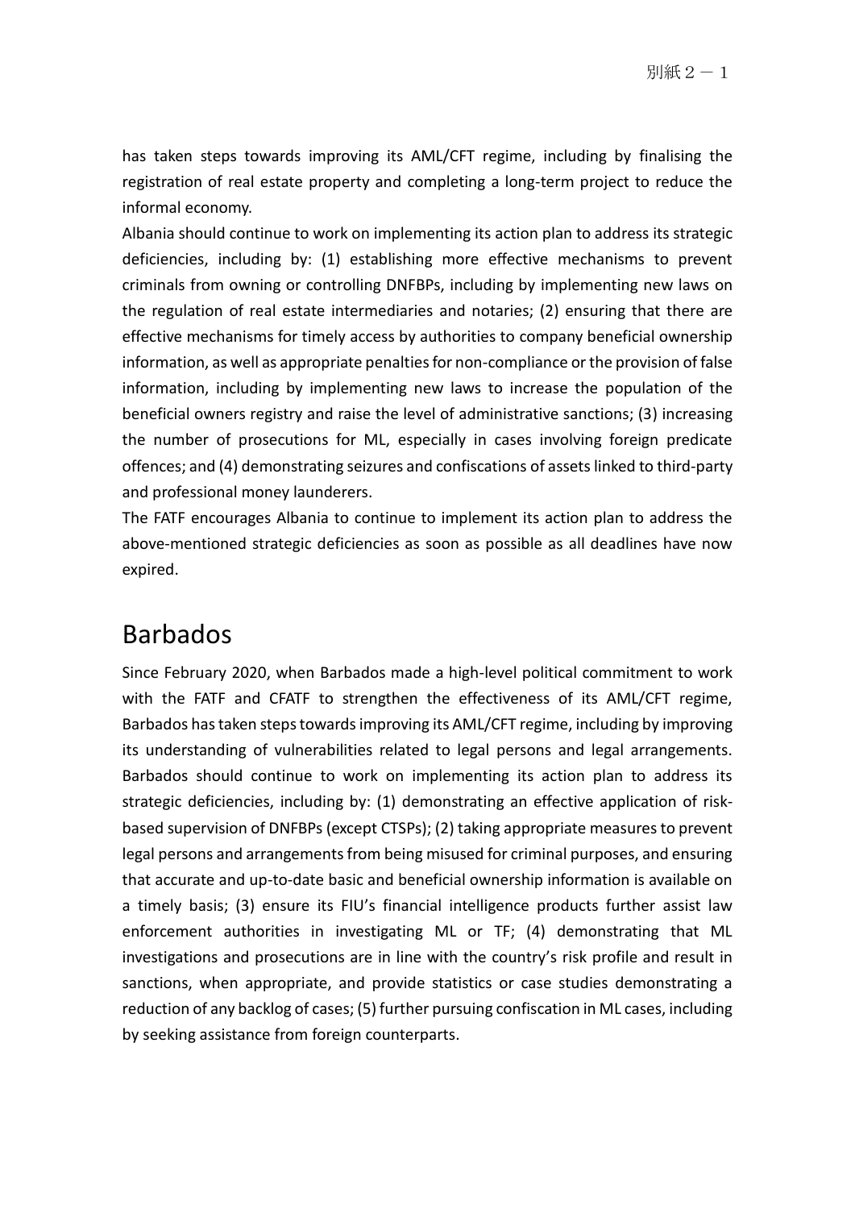has taken steps towards improving its AML/CFT regime, including by finalising the registration of real estate property and completing a long-term project to reduce the informal economy.

Albania should continue to work on implementing its action plan to address its strategic deficiencies, including by: (1) establishing more effective mechanisms to prevent criminals from owning or controlling DNFBPs, including by implementing new laws on the regulation of real estate intermediaries and notaries; (2) ensuring that there are effective mechanisms for timely access by authorities to company beneficial ownership information, as well as appropriate penalties for non-compliance or the provision of false information, including by implementing new laws to increase the population of the beneficial owners registry and raise the level of administrative sanctions; (3) increasing the number of prosecutions for ML, especially in cases involving foreign predicate offences; and (4) demonstrating seizures and confiscations of assets linked to third-party and professional money launderers.

The FATF encourages Albania to continue to implement its action plan to address the above-mentioned strategic deficiencies as soon as possible as all deadlines have now expired.

## Barbados

Since February 2020, when Barbados made a high-level political commitment to work with the FATF and CFATF to strengthen the effectiveness of its AML/CFT regime, Barbados has taken steps towards improving its AML/CFT regime, including by improving its understanding of vulnerabilities related to legal persons and legal arrangements. Barbados should continue to work on implementing its action plan to address its strategic deficiencies, including by: (1) demonstrating an effective application of risk-based supervision of DNFBPs (except CTSPs); (2) taking appropriate measures to prevent legal persons and arrangements from being misused for criminal purposes, and ensuring that accurate and up-to-date basic and beneficial ownership information is available on a timely basis; (3) ensure its FIU's financial intelligence products further assist law enforcement authorities in investigating ML or TF; (4) demonstrating that ML investigations and prosecutions are in line with the country's risk profile and result in sanctions, when appropriate, and provide statistics or case studies demonstrating a reduction of any backlog of cases; (5) further pursuing confiscation in ML cases, including by seeking assistance from foreign counterparts.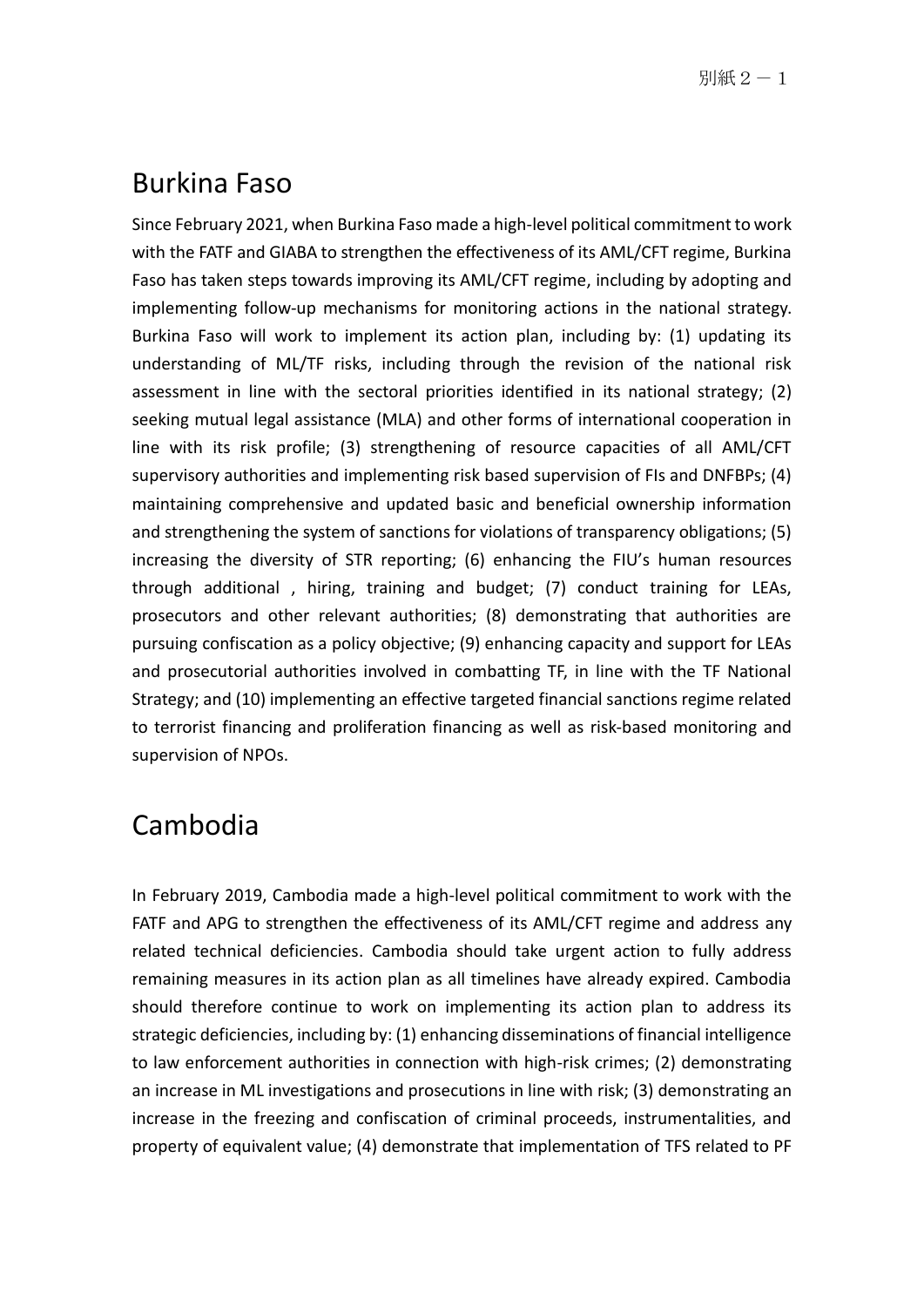## Burkina Faso

Since February 2021, when Burkina Faso made a high-level political commitment to work with the FATF and GIABA to strengthen the effectiveness of its AML/CFT regime, Burkina Faso has taken steps towards improving its AML/CFT regime, including by adopting and implementing follow-up mechanisms for monitoring actions in the national strategy. Burkina Faso will work to implement its action plan, including by: (1) updating its understanding of ML/TF risks, including through the revision of the national risk assessment in line with the sectoral priorities identified in its national strategy; (2) seeking mutual legal assistance (MLA) and other forms of international cooperation in line with its risk profile; (3) strengthening of resource capacities of all AML/CFT supervisory authorities and implementing risk based supervision of FIs and DNFBPs; (4) maintaining comprehensive and updated basic and beneficial ownership information and strengthening the system of sanctions for violations of transparency obligations; (5) increasing the diversity of STR reporting; (6) enhancing the FIU's human resources through additional , hiring, training and budget; (7) conduct training for LEAs, prosecutors and other relevant authorities; (8) demonstrating that authorities are pursuing confiscation as a policy objective; (9) enhancing capacity and support for LEAs and prosecutorial authorities involved in combatting TF, in line with the TF National Strategy; and (10) implementing an effective targeted financial sanctions regime related to terrorist financing and proliferation financing as well as risk-based monitoring and supervision of NPOs.

## Cambodia

In February 2019, Cambodia made a high-level political commitment to work with the FATF and APG to strengthen the effectiveness of its AML/CFT regime and address any related technical deficiencies. Cambodia should take urgent action to fully address remaining measures in its action plan as all timelines have already expired. Cambodia should therefore continue to work on implementing its action plan to address its strategic deficiencies, including by: (1) enhancing disseminations of financial intelligence to law enforcement authorities in connection with high-risk crimes; (2) demonstrating an increase in ML investigations and prosecutions in line with risk; (3) demonstrating an increase in the freezing and confiscation of criminal proceeds, instrumentalities, and property of equivalent value; (4) demonstrate that implementation of TFS related to PF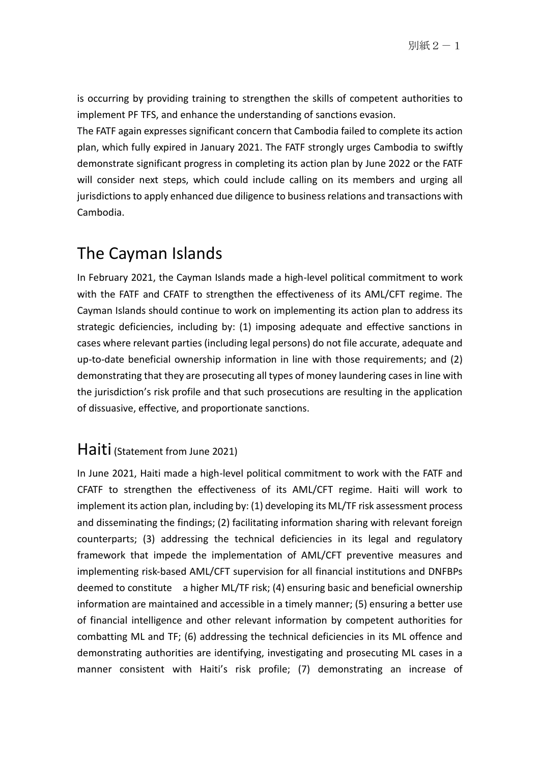is occurring by providing training to strengthen the skills of competent authorities to implement PF TFS, and enhance the understanding of sanctions evasion.

The FATF again expresses significant concern that Cambodia failed to complete its action plan, which fully expired in January 2021. The FATF strongly urges Cambodia to swiftly demonstrate significant progress in completing its action plan by June 2022 or the FATF will consider next steps, which could include calling on its members and urging all jurisdictions to apply enhanced due diligence to business relations and transactions with Cambodia.

# The Cayman Islands

In February 2021, the Cayman Islands made a high-level political commitment to work with the FATF and CFATF to strengthen the effectiveness of its AML/CFT regime. The Cayman Islands should continue to work on implementing its action plan to address its strategic deficiencies, including by: (1) imposing adequate and effective sanctions in cases where relevant parties (including legal persons) do not file accurate, adequate and up-to-date beneficial ownership information in line with those requirements; and (2) demonstrating that they are prosecuting all types of money laundering cases in line with the jurisdiction's risk profile and that such prosecutions are resulting in the application of dissuasive, effective, and proportionate sanctions.

# Haiti (Statement from June 2021)

In June 2021, Haiti made a high-level political commitment to work with the FATF and CFATF to strengthen the effectiveness of its AML/CFT regime. Haiti will work to implement its action plan, including by: (1) developing its ML/TF risk assessment process and disseminating the findings; (2) facilitating information sharing with relevant foreign counterparts; (3) addressing the technical deficiencies in its legal and regulatory framework that impede the implementation of AML/CFT preventive measures and implementing risk-based AML/CFT supervision for all financial institutions and DNFBPs deemed to constitute a higher ML/TF risk; (4) ensuring basic and beneficial ownership information are maintained and accessible in a timely manner; (5) ensuring a better use of financial intelligence and other relevant information by competent authorities for combatting ML and TF; (6) addressing the technical deficiencies in its ML offence and demonstrating authorities are identifying, investigating and prosecuting ML cases in a manner consistent with Haiti's risk profile; (7) demonstrating an increase of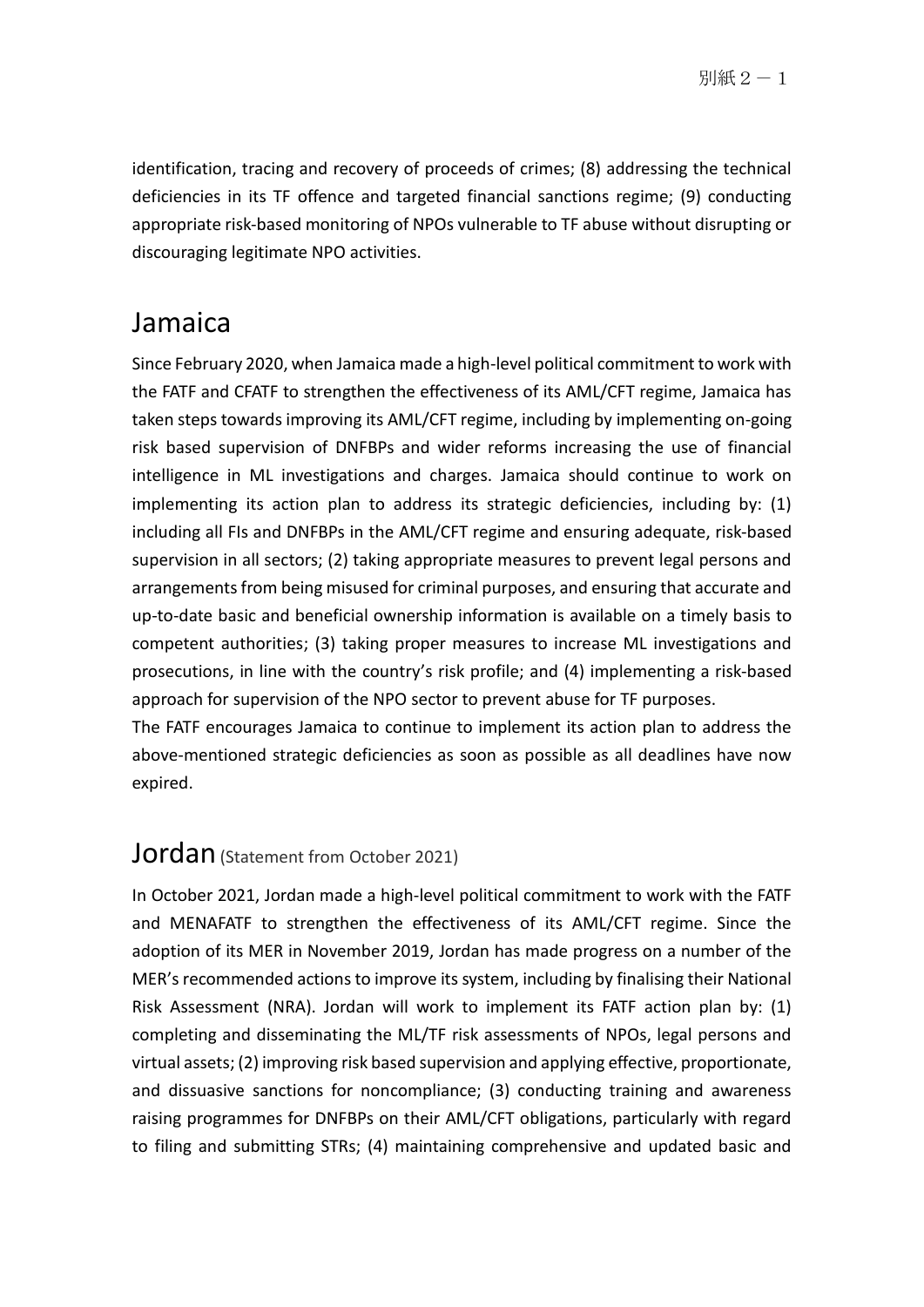identification, tracing and recovery of proceeds of crimes; (8) addressing the technical deficiencies in its TF offence and targeted financial sanctions regime; (9) conducting appropriate risk-based monitoring of NPOs vulnerable to TF abuse without disrupting or discouraging legitimate NPO activities.

## Jamaica

Since February 2020, when Jamaica made a high-level political commitment to work with the FATF and CFATF to strengthen the effectiveness of its AML/CFT regime, Jamaica has taken steps towards improving its AML/CFT regime, including by implementing on-going risk based supervision of DNFBPs and wider reforms increasing the use of financial intelligence in ML investigations and charges. Jamaica should continue to work on implementing its action plan to address its strategic deficiencies, including by: (1) including all FIs and DNFBPs in the AML/CFT regime and ensuring adequate, risk-based supervision in all sectors; (2) taking appropriate measures to prevent legal persons and arrangements from being misused for criminal purposes, and ensuring that accurate and up-to-date basic and beneficial ownership information is available on a timely basis to competent authorities; (3) taking proper measures to increase ML investigations and prosecutions, in line with the country's risk profile; and (4) implementing a risk-based approach for supervision of the NPO sector to prevent abuse for TF purposes.

The FATF encourages Jamaica to continue to implement its action plan to address the above-mentioned strategic deficiencies as soon as possible as all deadlines have now expired.

## Jordan (Statement from October 2021)

In October 2021, Jordan made a high-level political commitment to work with the FATF and MENAFATF to strengthen the effectiveness of its AML/CFT regime. Since the adoption of its MER in November 2019, Jordan has made progress on a number of the MER's recommended actions to improve its system, including by finalising their National Risk Assessment (NRA). Jordan will work to implement its FATF action plan by: (1) completing and disseminating the ML/TF risk assessments of NPOs, legal persons and virtual assets; (2) improving risk based supervision and applying effective, proportionate, and dissuasive sanctions for noncompliance; (3) conducting training and awareness raising programmes for DNFBPs on their AML/CFT obligations, particularly with regard to filing and submitting STRs; (4) maintaining comprehensive and updated basic and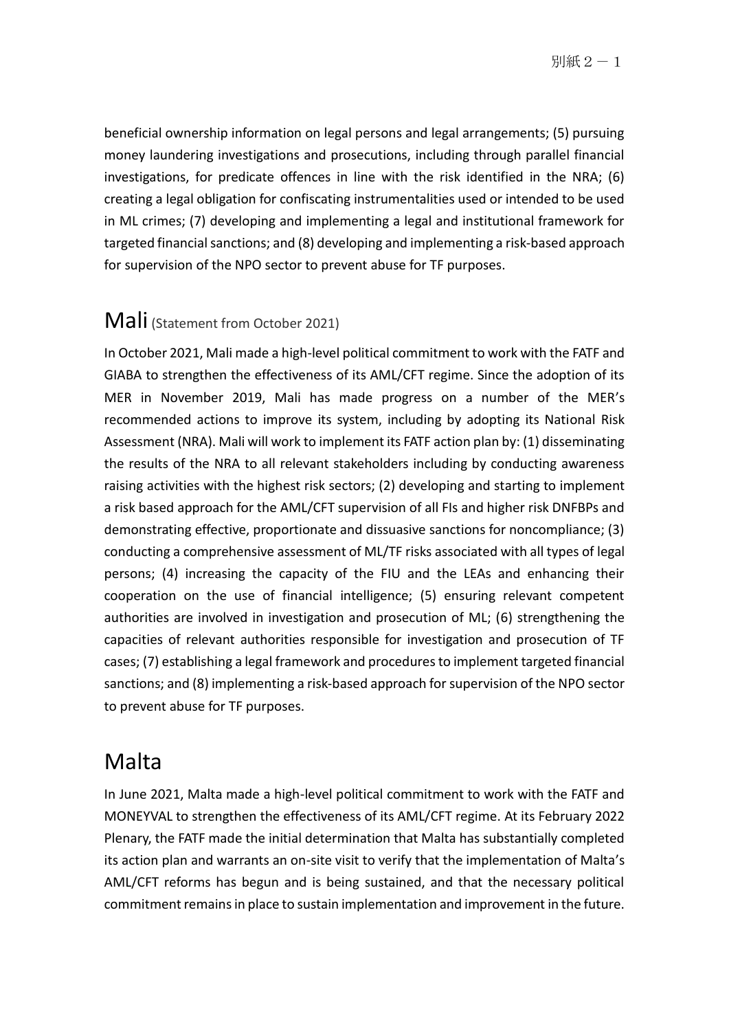beneficial ownership information on legal persons and legal arrangements; (5) pursuing money laundering investigations and prosecutions, including through parallel financial investigations, for predicate offences in line with the risk identified in the NRA; (6) creating a legal obligation for confiscating instrumentalities used or intended to be used in ML crimes; (7) developing and implementing a legal and institutional framework for targeted financial sanctions; and (8) developing and implementing a risk-based approach for supervision of the NPO sector to prevent abuse for TF purposes.

## Mali (Statement from October 2021)

In October 2021, Mali made a high-level political commitment to work with the FATF and GIABA to strengthen the effectiveness of its AML/CFT regime. Since the adoption of its MER in November 2019, Mali has made progress on a number of the MER's recommended actions to improve its system, including by adopting its National Risk Assessment (NRA). Mali will work to implement its FATF action plan by: (1) disseminating the results of the NRA to all relevant stakeholders including by conducting awareness raising activities with the highest risk sectors; (2) developing and starting to implement a risk based approach for the AML/CFT supervision of all FIs and higher risk DNFBPs and demonstrating effective, proportionate and dissuasive sanctions for noncompliance; (3) conducting a comprehensive assessment of ML/TF risks associated with all types of legal persons; (4) increasing the capacity of the FIU and the LEAs and enhancing their cooperation on the use of financial intelligence; (5) ensuring relevant competent authorities are involved in investigation and prosecution of ML; (6) strengthening the capacities of relevant authorities responsible for investigation and prosecution of TF cases; (7) establishing a legal framework and procedures to implement targeted financial sanctions; and (8) implementing a risk-based approach for supervision of the NPO sector to prevent abuse for TF purposes.

## Malta

In June 2021, Malta made a high-level political commitment to work with the FATF and MONEYVAL to strengthen the effectiveness of its AML/CFT regime. At its February 2022 Plenary, the FATF made the initial determination that Malta has substantially completed its action plan and warrants an on-site visit to verify that the implementation of Malta's AML/CFT reforms has begun and is being sustained, and that the necessary political commitment remains in place to sustain implementation and improvement in the future.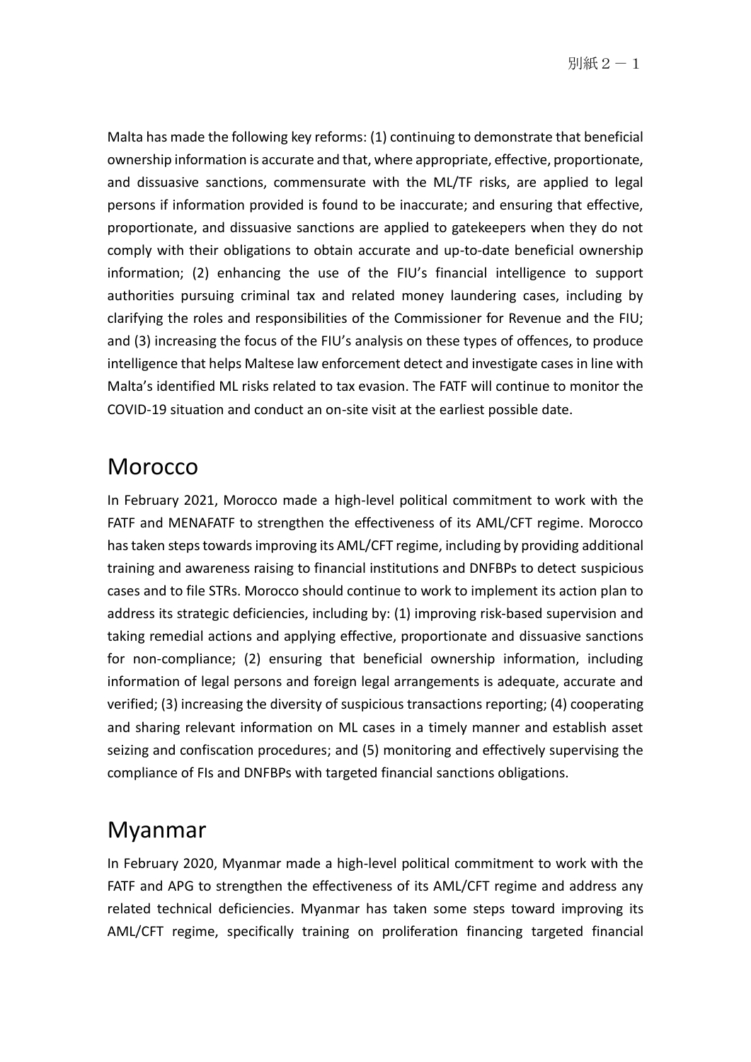Malta has made the following key reforms: (1) continuing to demonstrate that beneficial ownership information is accurate and that, where appropriate, effective, proportionate, and dissuasive sanctions, commensurate with the ML/TF risks, are applied to legal persons if information provided is found to be inaccurate; and ensuring that effective, proportionate, and dissuasive sanctions are applied to gatekeepers when they do not comply with their obligations to obtain accurate and up-to-date beneficial ownership information; (2) enhancing the use of the FIU's financial intelligence to support authorities pursuing criminal tax and related money laundering cases, including by clarifying the roles and responsibilities of the Commissioner for Revenue and the FIU; and (3) increasing the focus of the FIU's analysis on these types of offences, to produce intelligence that helps Maltese law enforcement detect and investigate cases in line with Malta's identified ML risks related to tax evasion. The FATF will continue to monitor the COVID-19 situation and conduct an on-site visit at the earliest possible date.

## Morocco

In February 2021, Morocco made a high-level political commitment to work with the FATF and MENAFATF to strengthen the effectiveness of its AML/CFT regime. Morocco has taken steps towards improving its AML/CFT regime, including by providing additional training and awareness raising to financial institutions and DNFBPs to detect suspicious cases and to file STRs. Morocco should continue to work to implement its action plan to address its strategic deficiencies, including by: (1) improving risk-based supervision and taking remedial actions and applying effective, proportionate and dissuasive sanctions for non-compliance; (2) ensuring that beneficial ownership information, including information of legal persons and foreign legal arrangements is adequate, accurate and verified; (3) increasing the diversity of suspicious transactions reporting; (4) cooperating and sharing relevant information on ML cases in a timely manner and establish asset seizing and confiscation procedures; and (5) monitoring and effectively supervising the compliance of FIs and DNFBPs with targeted financial sanctions obligations.

## Myanmar

In February 2020, Myanmar made a high-level political commitment to work with the FATF and APG to strengthen the effectiveness of its AML/CFT regime and address any related technical deficiencies. Myanmar has taken some steps toward improving its AML/CFT regime, specifically training on proliferation financing targeted financial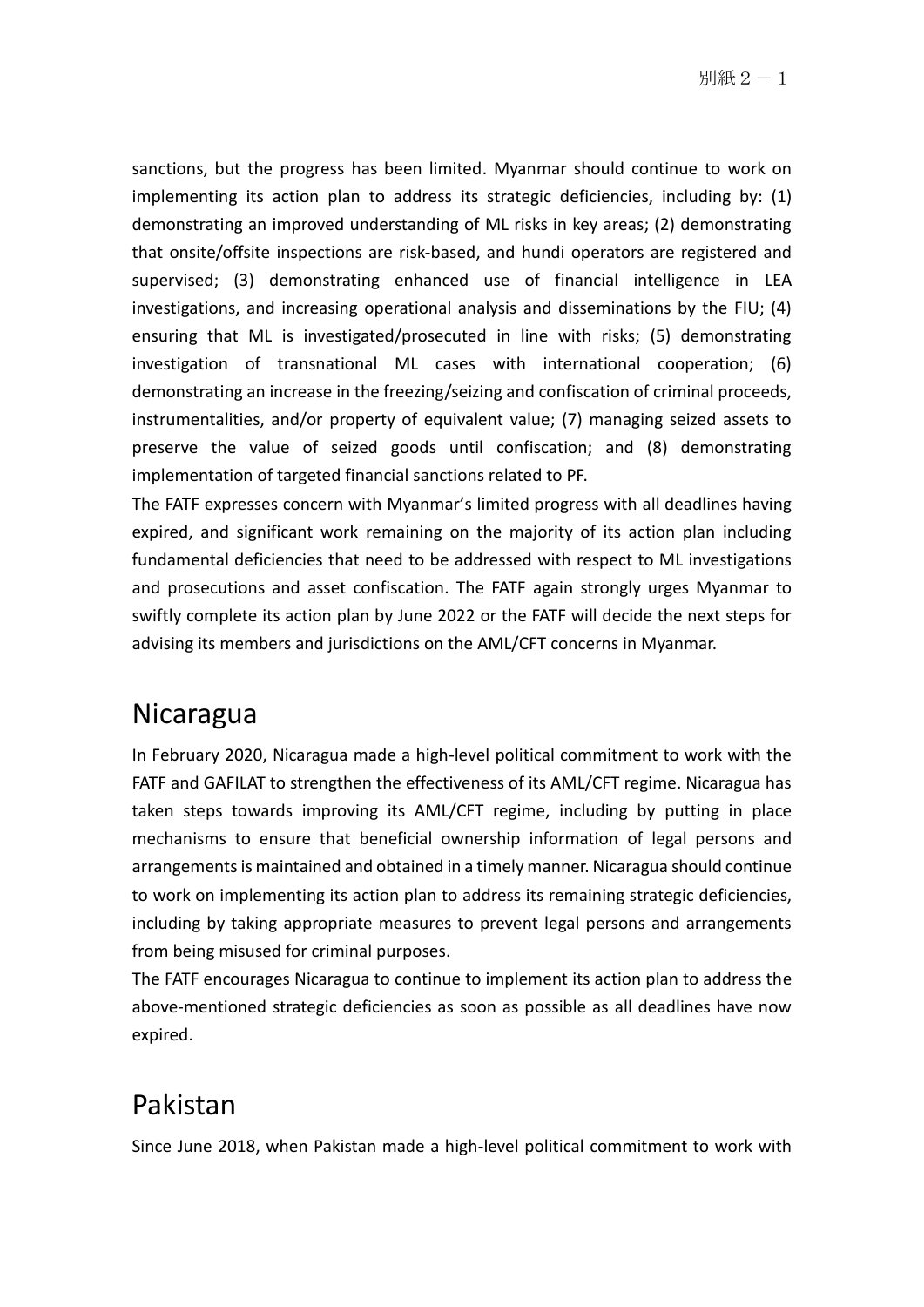sanctions, but the progress has been limited. Myanmar should continue to work on implementing its action plan to address its strategic deficiencies, including by: (1) demonstrating an improved understanding of ML risks in key areas; (2) demonstrating that onsite/offsite inspections are risk-based, and hundi operators are registered and supervised; (3) demonstrating enhanced use of financial intelligence in LEA investigations, and increasing operational analysis and disseminations by the FIU; (4) ensuring that ML is investigated/prosecuted in line with risks; (5) demonstrating investigation of transnational ML cases with international cooperation; (6) demonstrating an increase in the freezing/seizing and confiscation of criminal proceeds, instrumentalities, and/or property of equivalent value; (7) managing seized assets to preserve the value of seized goods until confiscation; and (8) demonstrating implementation of targeted financial sanctions related to PF.

The FATF expresses concern with Myanmar's limited progress with all deadlines having expired, and significant work remaining on the majority of its action plan including fundamental deficiencies that need to be addressed with respect to ML investigations and prosecutions and asset confiscation. The FATF again strongly urges Myanmar to swiftly complete its action plan by June 2022 or the FATF will decide the next steps for advising its members and jurisdictions on the AML/CFT concerns in Myanmar.

## Nicaragua

In February 2020, Nicaragua made a high-level political commitment to work with the FATF and GAFILAT to strengthen the effectiveness of its AML/CFT regime. Nicaragua has taken steps towards improving its AML/CFT regime, including by putting in place mechanisms to ensure that beneficial ownership information of legal persons and arrangements is maintained and obtained in a timely manner. Nicaragua should continue to work on implementing its action plan to address its remaining strategic deficiencies, including by taking appropriate measures to prevent legal persons and arrangements from being misused for criminal purposes.

The FATF encourages Nicaragua to continue to implement its action plan to address the above-mentioned strategic deficiencies as soon as possible as all deadlines have now expired.

## Pakistan

Since June 2018, when Pakistan made a high-level political commitment to work with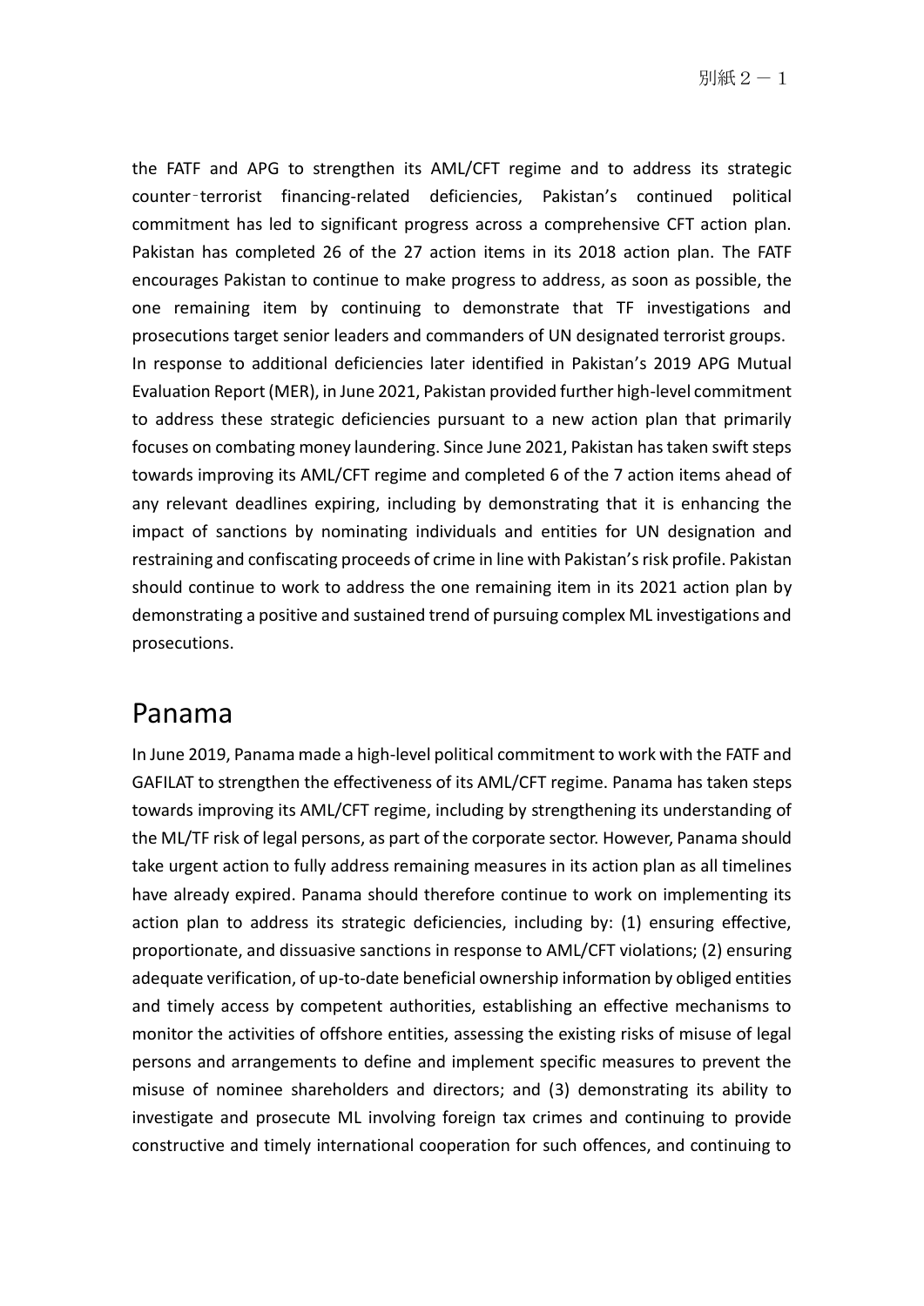the FATF and APG to strengthen its AML/CFT regime and to address its strategic counter‑terrorist financing-related deficiencies, Pakistan's continued political commitment has led to significant progress across a comprehensive CFT action plan. Pakistan has completed 26 of the 27 action items in its 2018 action plan. The FATF encourages Pakistan to continue to make progress to address, as soon as possible, the one remaining item by continuing to demonstrate that TF investigations and prosecutions target senior leaders and commanders of UN designated terrorist groups.

In response to additional deficiencies later identified in Pakistan's 2019 APG Mutual Evaluation Report (MER), in June 2021, Pakistan provided further high-level commitment to address these strategic deficiencies pursuant to a new action plan that primarily focuses on combating money laundering. Since June 2021, Pakistan has taken swift steps towards improving its AML/CFT regime and completed 6 of the 7 action items ahead of any relevant deadlines expiring, including by demonstrating that it is enhancing the impact of sanctions by nominating individuals and entities for UN designation and restraining and confiscating proceeds of crime in line with Pakistan's risk profile. Pakistan should continue to work to address the one remaining item in its 2021 action plan by demonstrating a positive and sustained trend of pursuing complex ML investigations and prosecutions.

# Panama

In June 2019, Panama made a high-level political commitment to work with the FATF and GAFILAT to strengthen the effectiveness of its AML/CFT regime. Panama has taken steps towards improving its AML/CFT regime, including by strengthening its understanding of the ML/TF risk of legal persons, as part of the corporate sector. However, Panama should take urgent action to fully address remaining measures in its action plan as all timelines have already expired. Panama should therefore continue to work on implementing its action plan to address its strategic deficiencies, including by: (1) ensuring effective, proportionate, and dissuasive sanctions in response to AML/CFT violations; (2) ensuring adequate verification, of up-to-date beneficial ownership information by obliged entities and timely access by competent authorities, establishing an effective mechanisms to monitor the activities of offshore entities, assessing the existing risks of misuse of legal persons and arrangements to define and implement specific measures to prevent the misuse of nominee shareholders and directors; and (3) demonstrating its ability to investigate and prosecute ML involving foreign tax crimes and continuing to provide constructive and timely international cooperation for such offences, and continuing to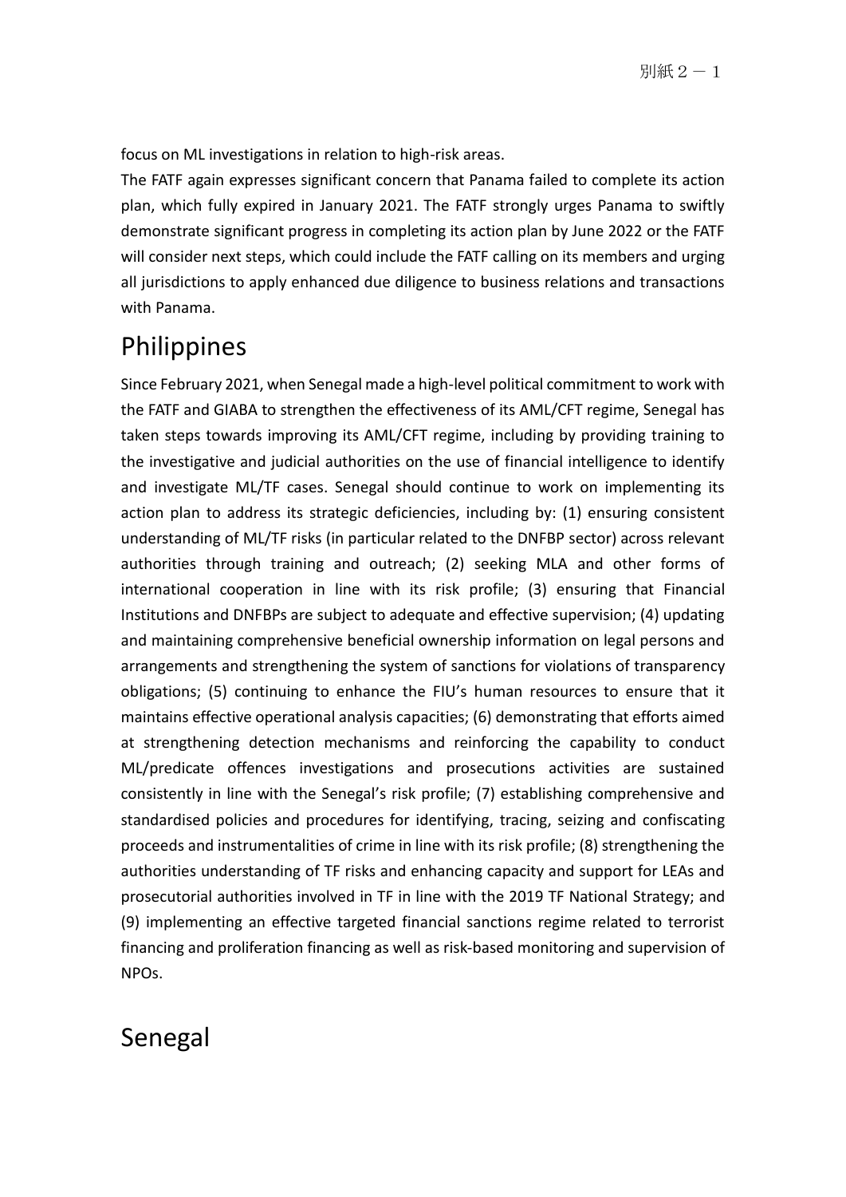focus on ML investigations in relation to high-risk areas.

The FATF again expresses significant concern that Panama failed to complete its action plan, which fully expired in January 2021. The FATF strongly urges Panama to swiftly demonstrate significant progress in completing its action plan by June 2022 or the FATF will consider next steps, which could include the FATF calling on its members and urging all jurisdictions to apply enhanced due diligence to business relations and transactions with Panama.

# Philippines

Since February 2021, when Senegal made a high-level political commitment to work with the FATF and GIABA to strengthen the effectiveness of its AML/CFT regime, Senegal has taken steps towards improving its AML/CFT regime, including by providing training to the investigative and judicial authorities on the use of financial intelligence to identify and investigate ML/TF cases. Senegal should continue to work on implementing its action plan to address its strategic deficiencies, including by: (1) ensuring consistent understanding of ML/TF risks (in particular related to the DNFBP sector) across relevant authorities through training and outreach; (2) seeking MLA and other forms of international cooperation in line with its risk profile; (3) ensuring that Financial Institutions and DNFBPs are subject to adequate and effective supervision; (4) updating and maintaining comprehensive beneficial ownership information on legal persons and arrangements and strengthening the system of sanctions for violations of transparency obligations; (5) continuing to enhance the FIU's human resources to ensure that it maintains effective operational analysis capacities; (6) demonstrating that efforts aimed at strengthening detection mechanisms and reinforcing the capability to conduct ML/predicate offences investigations and prosecutions activities are sustained consistently in line with the Senegal's risk profile; (7) establishing comprehensive and standardised policies and procedures for identifying, tracing, seizing and confiscating proceeds and instrumentalities of crime in line with its risk profile; (8) strengthening the authorities understanding of TF risks and enhancing capacity and support for LEAs and prosecutorial authorities involved in TF in line with the 2019 TF National Strategy; and (9) implementing an effective targeted financial sanctions regime related to terrorist financing and proliferation financing as well as risk-based monitoring and supervision of NPOs.

# Senegal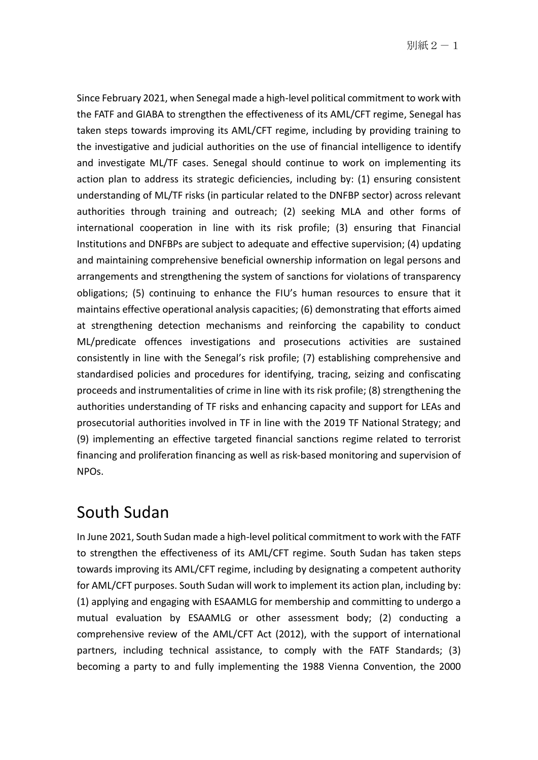Since February 2021, when Senegal made a high-level political commitment to work with the FATF and GIABA to strengthen the effectiveness of its AML/CFT regime, Senegal has taken steps towards improving its AML/CFT regime, including by providing training to the investigative and judicial authorities on the use of financial intelligence to identify and investigate ML/TF cases. Senegal should continue to work on implementing its action plan to address its strategic deficiencies, including by: (1) ensuring consistent understanding of ML/TF risks (in particular related to the DNFBP sector) across relevant authorities through training and outreach; (2) seeking MLA and other forms of international cooperation in line with its risk profile; (3) ensuring that Financial Institutions and DNFBPs are subject to adequate and effective supervision; (4) updating and maintaining comprehensive beneficial ownership information on legal persons and arrangements and strengthening the system of sanctions for violations of transparency obligations; (5) continuing to enhance the FIU's human resources to ensure that it maintains effective operational analysis capacities; (6) demonstrating that efforts aimed at strengthening detection mechanisms and reinforcing the capability to conduct ML/predicate offences investigations and prosecutions activities are sustained consistently in line with the Senegal's risk profile; (7) establishing comprehensive and standardised policies and procedures for identifying, tracing, seizing and confiscating proceeds and instrumentalities of crime in line with its risk profile; (8) strengthening the authorities understanding of TF risks and enhancing capacity and support for LEAs and prosecutorial authorities involved in TF in line with the 2019 TF National Strategy; and (9) implementing an effective targeted financial sanctions regime related to terrorist financing and proliferation financing as well as risk-based monitoring and supervision of NPOs.

# South Sudan

In June 2021, South Sudan made a high-level political commitment to work with the FATF to strengthen the effectiveness of its AML/CFT regime. South Sudan has taken steps towards improving its AML/CFT regime, including by designating a competent authority for AML/CFT purposes. South Sudan will work to implement its action plan, including by: (1) applying and engaging with ESAAMLG for membership and committing to undergo a mutual evaluation by ESAAMLG or other assessment body; (2) conducting a comprehensive review of the AML/CFT Act (2012), with the support of international partners, including technical assistance, to comply with the FATF Standards; (3) becoming a party to and fully implementing the 1988 Vienna Convention, the 2000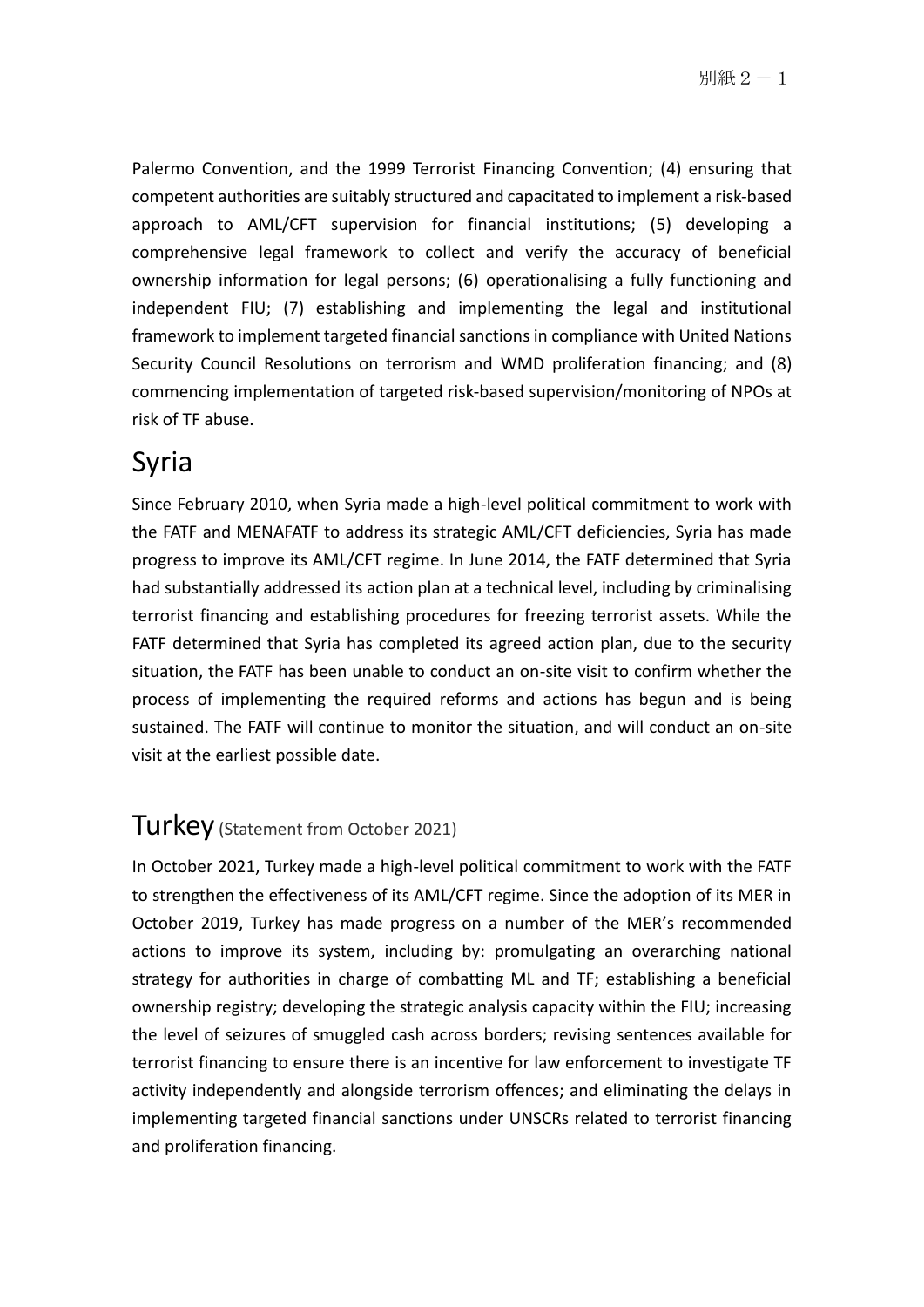Palermo Convention, and the 1999 Terrorist Financing Convention; (4) ensuring that competent authorities are suitably structured and capacitated to implement a risk-based approach to AML/CFT supervision for financial institutions; (5) developing a comprehensive legal framework to collect and verify the accuracy of beneficial ownership information for legal persons; (6) operationalising a fully functioning and independent FIU; (7) establishing and implementing the legal and institutional framework to implement targeted financial sanctions in compliance with United Nations Security Council Resolutions on terrorism and WMD proliferation financing; and (8) commencing implementation of targeted risk-based supervision/monitoring of NPOs at risk of TF abuse.

## Syria

Since February 2010, when Syria made a high-level political commitment to work with the FATF and MENAFATF to address its strategic AML/CFT deficiencies, Syria has made progress to improve its AML/CFT regime. In June 2014, the FATF determined that Syria had substantially addressed its action plan at a technical level, including by criminalising terrorist financing and establishing procedures for freezing terrorist assets. While the FATF determined that Syria has completed its agreed action plan, due to the security situation, the FATF has been unable to conduct an on-site visit to confirm whether the process of implementing the required reforms and actions has begun and is being sustained. The FATF will continue to monitor the situation, and will conduct an on-site visit at the earliest possible date.

## Turkey (Statement from October 2021)

In October 2021, Turkey made a high-level political commitment to work with the FATF to strengthen the effectiveness of its AML/CFT regime. Since the adoption of its MER in October 2019, Turkey has made progress on a number of the MER's recommended actions to improve its system, including by: promulgating an overarching national strategy for authorities in charge of combatting ML and TF; establishing a beneficial ownership registry; developing the strategic analysis capacity within the FIU; increasing the level of seizures of smuggled cash across borders; revising sentences available for terrorist financing to ensure there is an incentive for law enforcement to investigate TF activity independently and alongside terrorism offences; and eliminating the delays in implementing targeted financial sanctions under UNSCRs related to terrorist financing and proliferation financing.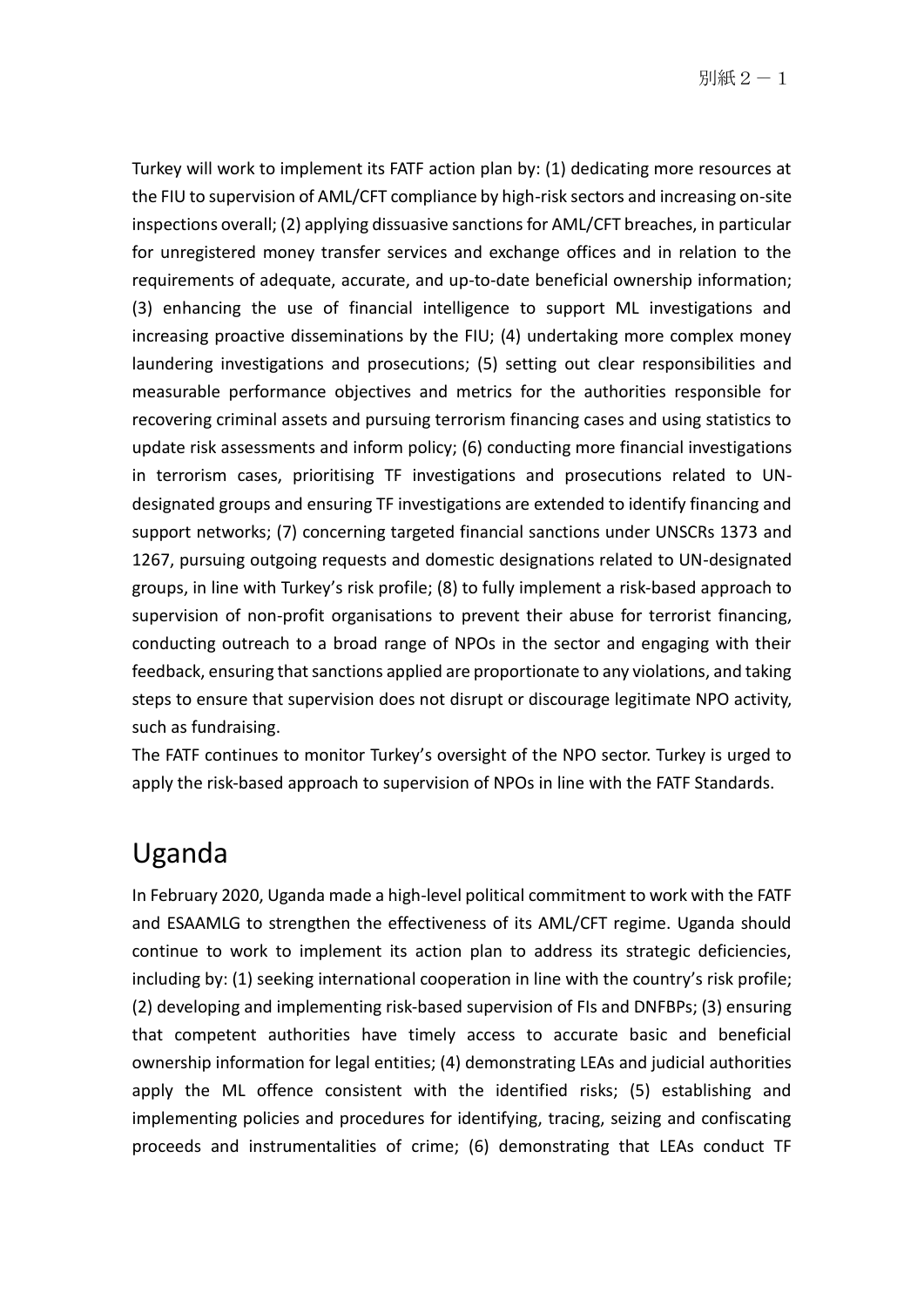Turkey will work to implement its FATF action plan by: (1) dedicating more resources at the FIU to supervision of AML/CFT compliance by high-risk sectors and increasing on-site inspections overall; (2) applying dissuasive sanctions for AML/CFT breaches, in particular for unregistered money transfer services and exchange offices and in relation to the requirements of adequate, accurate, and up-to-date beneficial ownership information; (3) enhancing the use of financial intelligence to support ML investigations and increasing proactive disseminations by the FIU; (4) undertaking more complex money laundering investigations and prosecutions; (5) setting out clear responsibilities and measurable performance objectives and metrics for the authorities responsible for recovering criminal assets and pursuing terrorism financing cases and using statistics to update risk assessments and inform policy; (6) conducting more financial investigations in terrorism cases, prioritising TF investigations and prosecutions related to UN-designated groups and ensuring TF investigations are extended to identify financing and support networks; (7) concerning targeted financial sanctions under UNSCRs 1373 and 1267, pursuing outgoing requests and domestic designations related to UN-designated groups, in line with Turkey's risk profile; (8) to fully implement a risk-based approach to supervision of non-profit organisations to prevent their abuse for terrorist financing, conducting outreach to a broad range of NPOs in the sector and engaging with their feedback, ensuring that sanctions applied are proportionate to any violations, and taking steps to ensure that supervision does not disrupt or discourage legitimate NPO activity, such as fundraising.

The FATF continues to monitor Turkey's oversight of the NPO sector. Turkey is urged to apply the risk-based approach to supervision of NPOs in line with the FATF Standards.

## Uganda

In February 2020, Uganda made a high-level political commitment to work with the FATF and ESAAMLG to strengthen the effectiveness of its AML/CFT regime. Uganda should continue to work to implement its action plan to address its strategic deficiencies, including by: (1) seeking international cooperation in line with the country's risk profile; (2) developing and implementing risk-based supervision of FIs and DNFBPs; (3) ensuring that competent authorities have timely access to accurate basic and beneficial ownership information for legal entities; (4) demonstrating LEAs and judicial authorities apply the ML offence consistent with the identified risks; (5) establishing and implementing policies and procedures for identifying, tracing, seizing and confiscating proceeds and instrumentalities of crime; (6) demonstrating that LEAs conduct TF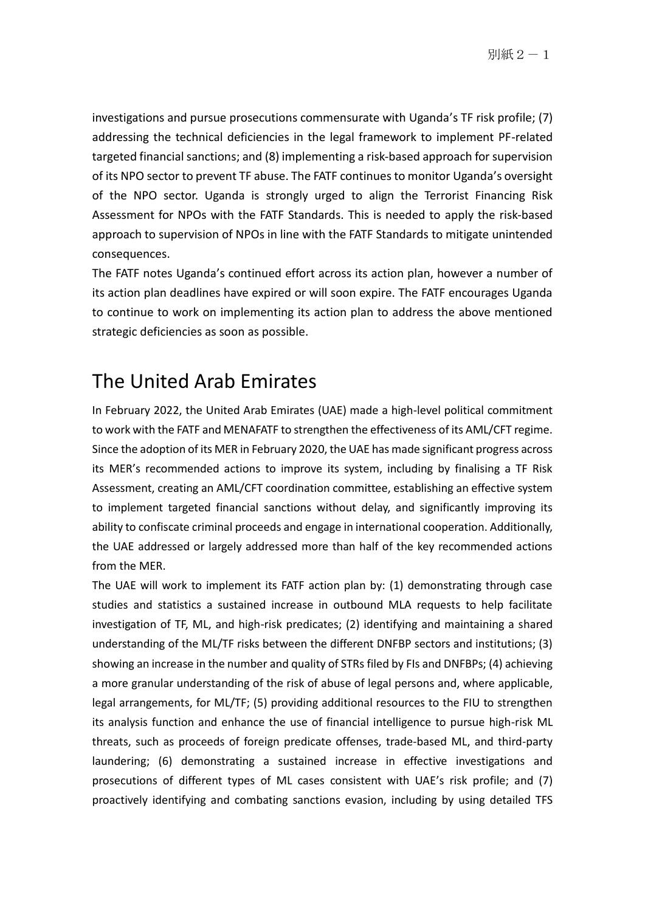investigations and pursue prosecutions commensurate with Uganda's TF risk profile; (7) addressing the technical deficiencies in the legal framework to implement PF-related targeted financial sanctions; and (8) implementing a risk-based approach for supervision of its NPO sector to prevent TF abuse. The FATF continues to monitor Uganda's oversight of the NPO sector. Uganda is strongly urged to align the Terrorist Financing Risk Assessment for NPOs with the FATF Standards. This is needed to apply the risk-based approach to supervision of NPOs in line with the FATF Standards to mitigate unintended consequences.

The FATF notes Uganda's continued effort across its action plan, however a number of its action plan deadlines have expired or will soon expire. The FATF encourages Uganda to continue to work on implementing its action plan to address the above mentioned strategic deficiencies as soon as possible.

# The United Arab Emirates

In February 2022, the United Arab Emirates (UAE) made a high-level political commitment to work with the FATF and MENAFATF to strengthen the effectiveness of its AML/CFT regime. Since the adoption of its MER in February 2020, the UAE has made significant progress across its MER's recommended actions to improve its system, including by finalising a TF Risk Assessment, creating an AML/CFT coordination committee, establishing an effective system to implement targeted financial sanctions without delay, and significantly improving its ability to confiscate criminal proceeds and engage in international cooperation. Additionally, the UAE addressed or largely addressed more than half of the key recommended actions from the MER.

The UAE will work to implement its FATF action plan by: (1) demonstrating through case studies and statistics a sustained increase in outbound MLA requests to help facilitate investigation of TF, ML, and high-risk predicates; (2) identifying and maintaining a shared understanding of the ML/TF risks between the different DNFBP sectors and institutions; (3) showing an increase in the number and quality of STRs filed by FIs and DNFBPs; (4) achieving a more granular understanding of the risk of abuse of legal persons and, where applicable, legal arrangements, for ML/TF; (5) providing additional resources to the FIU to strengthen its analysis function and enhance the use of financial intelligence to pursue high-risk ML threats, such as proceeds of foreign predicate offenses, trade-based ML, and third-party laundering; (6) demonstrating a sustained increase in effective investigations and prosecutions of different types of ML cases consistent with UAE's risk profile; and (7) proactively identifying and combating sanctions evasion, including by using detailed TFS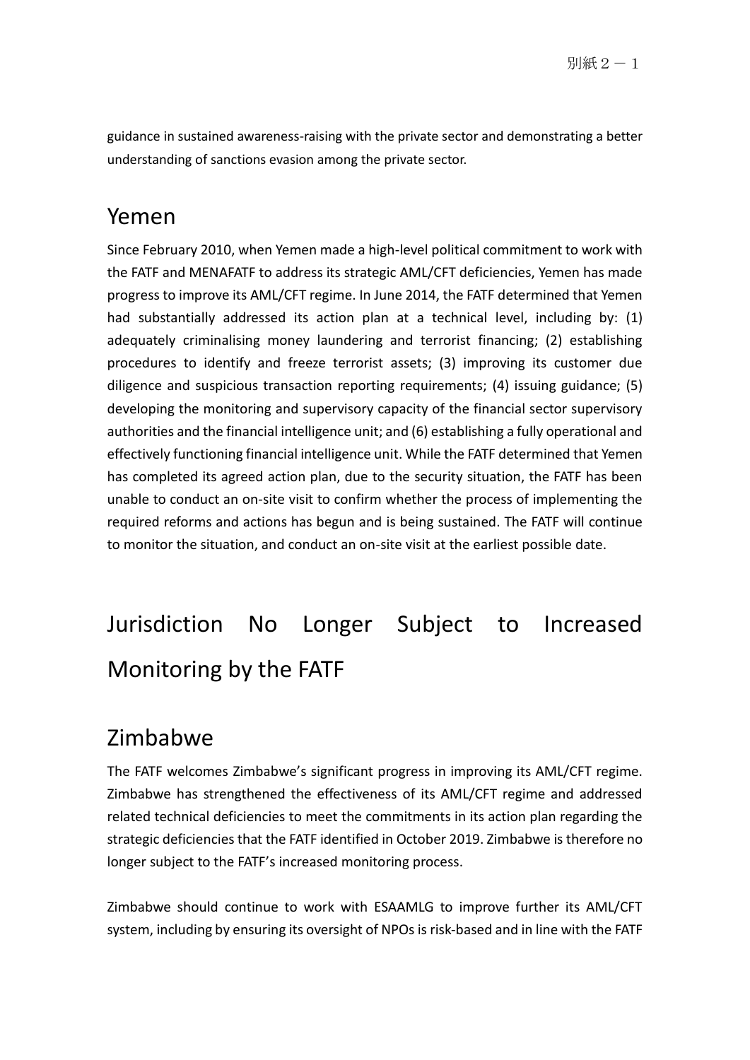guidance in sustained awareness-raising with the private sector and demonstrating a better understanding of sanctions evasion among the private sector.

## Yemen

Since February 2010, when Yemen made a high-level political commitment to work with the FATF and MENAFATF to address its strategic AML/CFT deficiencies, Yemen has made progress to improve its AML/CFT regime. In June 2014, the FATF determined that Yemen had substantially addressed its action plan at a technical level, including by: (1) adequately criminalising money laundering and terrorist financing; (2) establishing procedures to identify and freeze terrorist assets; (3) improving its customer due diligence and suspicious transaction reporting requirements; (4) issuing guidance; (5) developing the monitoring and supervisory capacity of the financial sector supervisory authorities and the financial intelligence unit; and (6) establishing a fully operational and effectively functioning financial intelligence unit. While the FATF determined that Yemen has completed its agreed action plan, due to the security situation, the FATF has been unable to conduct an on-site visit to confirm whether the process of implementing the required reforms and actions has begun and is being sustained. The FATF will continue to monitor the situation, and conduct an on-site visit at the earliest possible date.

# Jurisdiction No Longer Subject to Increased Monitoring by the FATF

## Zimbabwe

The FATF welcomes Zimbabwe's significant progress in improving its AML/CFT regime. Zimbabwe has strengthened the effectiveness of its AML/CFT regime and addressed related technical deficiencies to meet the commitments in its action plan regarding the strategic deficiencies that the FATF identified in October 2019. Zimbabwe is therefore no longer subject to the FATF's increased monitoring process.

Zimbabwe should continue to work with ESAAMLG to improve further its AML/CFT system, including by ensuring its oversight of NPOs is risk-based and in line with the FATF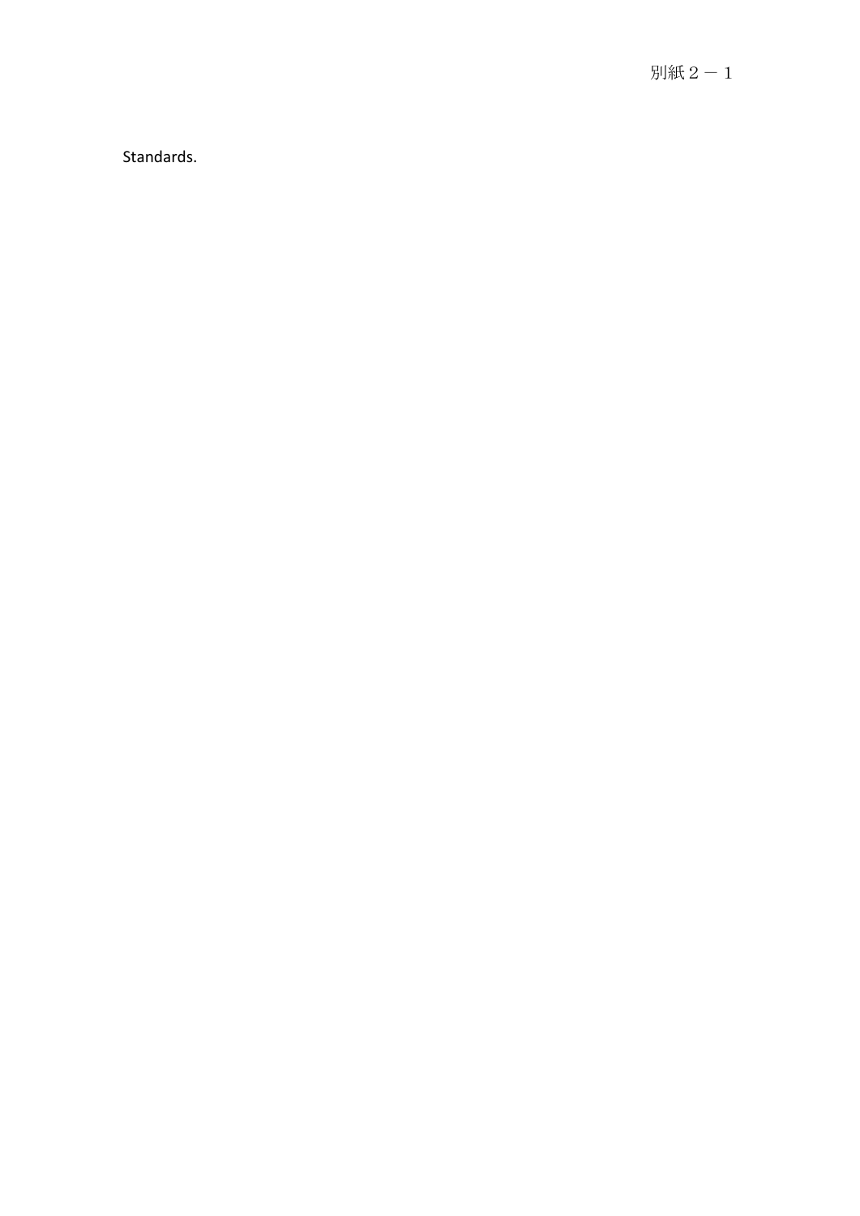Standards.